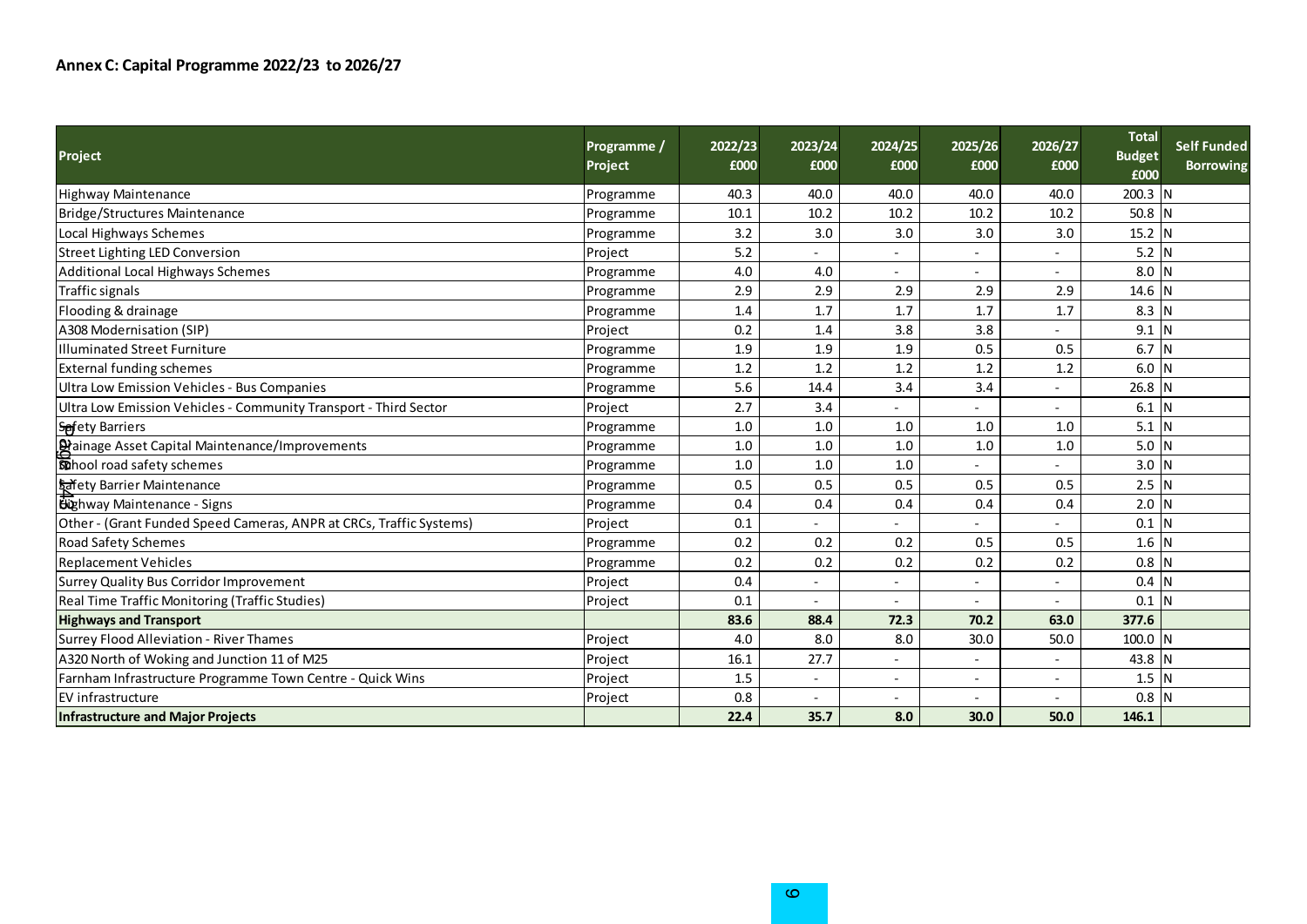**Annex C: Capital Programme 2022/23 to 2026/27**

| Project | Programme / Project | 2022/23 £000 | 2023/24 £000 | 2024/25 £000 | 2025/26 £000 | 2026/27 £000 | Total Budget £000 | Self Funded Borrowing |
|---|---|---|---|---|---|---|---|---|
| Highway Maintenance | Programme | 40.3 | 40.0 | 40.0 | 40.0 | 40.0 | 200.3 | N |
| Bridge/Structures Maintenance | Programme | 10.1 | 10.2 | 10.2 | 10.2 | 10.2 | 50.8 | N |
| Local Highways Schemes | Programme | 3.2 | 3.0 | 3.0 | 3.0 | 3.0 | 15.2 | N |
| Street Lighting LED Conversion | Project | 5.2 | - | - | - | - | 5.2 | N |
| Additional Local Highways Schemes | Programme | 4.0 | 4.0 | - | - | - | 8.0 | N |
| Traffic signals | Programme | 2.9 | 2.9 | 2.9 | 2.9 | 2.9 | 14.6 | N |
| Flooding & drainage | Programme | 1.4 | 1.7 | 1.7 | 1.7 | 1.7 | 8.3 | N |
| A308 Modernisation (SIP) | Project | 0.2 | 1.4 | 3.8 | 3.8 | - | 9.1 | N |
| Illuminated Street Furniture | Programme | 1.9 | 1.9 | 1.9 | 0.5 | 0.5 | 6.7 | N |
| External funding schemes | Programme | 1.2 | 1.2 | 1.2 | 1.2 | 1.2 | 6.0 | N |
| Ultra Low Emission Vehicles - Bus Companies | Programme | 5.6 | 14.4 | 3.4 | 3.4 | - | 26.8 | N |
| Ultra Low Emission Vehicles - Community Transport - Third Sector | Project | 2.7 | 3.4 | - | - | - | 6.1 | N |
| Safety Barriers | Programme | 1.0 | 1.0 | 1.0 | 1.0 | 1.0 | 5.1 | N |
| Drainage Asset Capital Maintenance/Improvements | Programme | 1.0 | 1.0 | 1.0 | 1.0 | 1.0 | 5.0 | N |
| School road safety schemes | Programme | 1.0 | 1.0 | 1.0 | - | - | 3.0 | N |
| Safety Barrier Maintenance | Programme | 0.5 | 0.5 | 0.5 | 0.5 | 0.5 | 2.5 | N |
| Highway Maintenance - Signs | Programme | 0.4 | 0.4 | 0.4 | 0.4 | 0.4 | 2.0 | N |
| Other - (Grant Funded Speed Cameras, ANPR at CRCs, Traffic Systems) | Project | 0.1 | - | - | - | - | 0.1 | N |
| Road Safety Schemes | Programme | 0.2 | 0.2 | 0.2 | 0.5 | 0.5 | 1.6 | N |
| Replacement Vehicles | Programme | 0.2 | 0.2 | 0.2 | 0.2 | 0.2 | 0.8 | N |
| Surrey Quality Bus Corridor Improvement | Project | 0.4 | - | - | - | - | 0.4 | N |
| Real Time Traffic Monitoring (Traffic Studies) | Project | 0.1 | - | - | - | - | 0.1 | N |
| **Highways and Transport** | | **83.6** | **88.4** | **72.3** | **70.2** | **63.0** | **377.6** | |
| Surrey Flood Alleviation - River Thames | Project | 4.0 | 8.0 | 8.0 | 30.0 | 50.0 | 100.0 | N |
| A320 North of Woking and Junction 11 of M25 | Project | 16.1 | 27.7 | - | - | - | 43.8 | N |
| Farnham Infrastructure Programme Town Centre - Quick Wins | Project | 1.5 | - | - | - | - | 1.5 | N |
| EV infrastructure | Project | 0.8 | - | - | - | - | 0.8 | N |
| **Infrastructure and Major Projects** | | **22.4** | **35.7** | **8.0** | **30.0** | **50.0** | **146.1** | |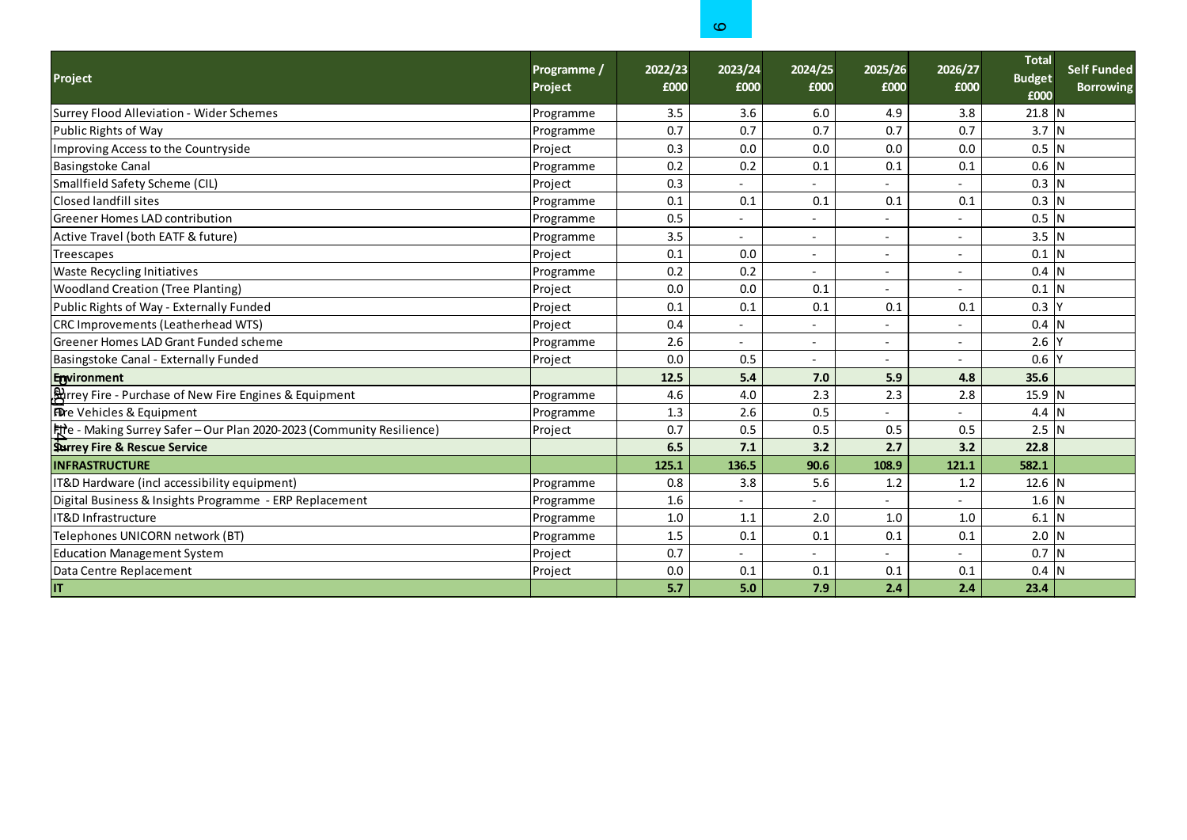| Project | Programme / Project | 2022/23 £000 | 2023/24 £000 | 2024/25 £000 | 2025/26 £000 | 2026/27 £000 | Total Budget £000 | Self Funded Borrowing |
|---|---|---|---|---|---|---|---|---|
| Surrey Flood Alleviation - Wider Schemes | Programme | 3.5 | 3.6 | 6.0 | 4.9 | 3.8 | 21.8 | N |
| Public Rights of Way | Programme | 0.7 | 0.7 | 0.7 | 0.7 | 0.7 | 3.7 | N |
| Improving Access to the Countryside | Project | 0.3 | 0.0 | 0.0 | 0.0 | 0.0 | 0.5 | N |
| Basingstoke Canal | Programme | 0.2 | 0.2 | 0.1 | 0.1 | 0.1 | 0.6 | N |
| Smallfield Safety Scheme (CIL) | Project | 0.3 | - | - | - | - | 0.3 | N |
| Closed landfill sites | Programme | 0.1 | 0.1 | 0.1 | 0.1 | 0.1 | 0.3 | N |
| Greener Homes LAD contribution | Programme | 0.5 | - | - | - | - | 0.5 | N |
| Active Travel (both EATF & future) | Programme | 3.5 | - | - | - | - | 3.5 | N |
| Treescapes | Project | 0.1 | 0.0 | - | - | - | 0.1 | N |
| Waste Recycling Initiatives | Programme | 0.2 | 0.2 | - | - | - | 0.4 | N |
| Woodland Creation (Tree Planting) | Project | 0.0 | 0.0 | 0.1 | - | - | 0.1 | N |
| Public Rights of Way - Externally Funded | Project | 0.1 | 0.1 | 0.1 | 0.1 | 0.1 | 0.3 | Y |
| CRC Improvements (Leatherhead WTS) | Project | 0.4 | - | - | - | - | 0.4 | N |
| Greener Homes LAD Grant Funded scheme | Programme | 2.6 | - | - | - | - | 2.6 | Y |
| Basingstoke Canal - Externally Funded | Project | 0.0 | 0.5 | - | - | - | 0.6 | Y |
| **Environment** | | **12.5** | **5.4** | **7.0** | **5.9** | **4.8** | **35.6** | |
| Surrey Fire - Purchase of New Fire Engines & Equipment | Programme | 4.6 | 4.0 | 2.3 | 2.3 | 2.8 | 15.9 | N |
| Fire Vehicles & Equipment | Programme | 1.3 | 2.6 | 0.5 | - | - | 4.4 | N |
| Fire - Making Surrey Safer – Our Plan 2020-2023 (Community Resilience) | Project | 0.7 | 0.5 | 0.5 | 0.5 | 0.5 | 2.5 | N |
| **Surrey Fire & Rescue Service** | | **6.5** | **7.1** | **3.2** | **2.7** | **3.2** | **22.8** | |
| **INFRASTRUCTURE** | | **125.1** | **136.5** | **90.6** | **108.9** | **121.1** | **582.1** | |
| IT&D Hardware (incl accessibility equipment) | Programme | 0.8 | 3.8 | 5.6 | 1.2 | 1.2 | 12.6 | N |
| Digital Business & Insights Programme - ERP Replacement | Programme | 1.6 | - | - | - | - | 1.6 | N |
| IT&D Infrastructure | Programme | 1.0 | 1.1 | 2.0 | 1.0 | 1.0 | 6.1 | N |
| Telephones UNICORN network (BT) | Programme | 1.5 | 0.1 | 0.1 | 0.1 | 0.1 | 2.0 | N |
| Education Management System | Project | 0.7 | - | - | - | - | 0.7 | N |
| Data Centre Replacement | Project | 0.0 | 0.1 | 0.1 | 0.1 | 0.1 | 0.4 | N |
| **IT** | | **5.7** | **5.0** | **7.9** | **2.4** | **2.4** | **23.4** | |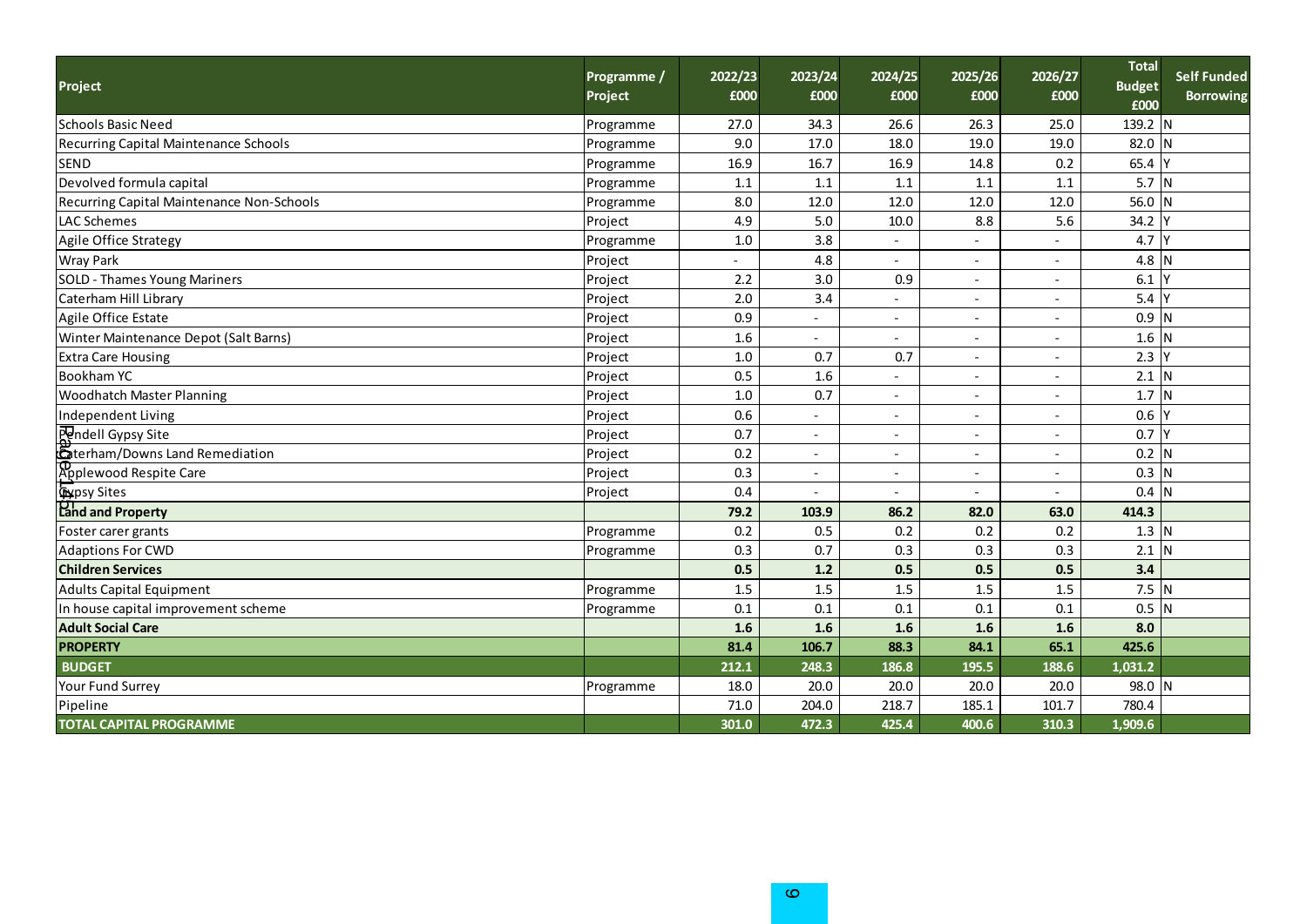| Project | Programme / Project | 2022/23 £000 | 2023/24 £000 | 2024/25 £000 | 2025/26 £000 | 2026/27 £000 | Total Budget £000 | Self Funded Borrowing |
|---|---|---|---|---|---|---|---|---|
| Schools Basic Need | Programme | 27.0 | 34.3 | 26.6 | 26.3 | 25.0 | 139.2 | N |
| Recurring Capital Maintenance Schools | Programme | 9.0 | 17.0 | 18.0 | 19.0 | 19.0 | 82.0 | N |
| SEND | Programme | 16.9 | 16.7 | 16.9 | 14.8 | 0.2 | 65.4 | Y |
| Devolved formula capital | Programme | 1.1 | 1.1 | 1.1 | 1.1 | 1.1 | 5.7 | N |
| Recurring Capital Maintenance Non-Schools | Programme | 8.0 | 12.0 | 12.0 | 12.0 | 12.0 | 56.0 | N |
| LAC Schemes | Project | 4.9 | 5.0 | 10.0 | 8.8 | 5.6 | 34.2 | Y |
| Agile Office Strategy | Programme | 1.0 | 3.8 | - | - | - | 4.7 | Y |
| Wray Park | Project | - | 4.8 | - | - | - | 4.8 | N |
| SOLD - Thames Young Mariners | Project | 2.2 | 3.0 | 0.9 | - | - | 6.1 | Y |
| Caterham Hill Library | Project | 2.0 | 3.4 | - | - | - | 5.4 | Y |
| Agile Office Estate | Project | 0.9 | - | - | - | - | 0.9 | N |
| Winter Maintenance Depot (Salt Barns) | Project | 1.6 | - | - | - | - | 1.6 | N |
| Extra Care Housing | Project | 1.0 | 0.7 | 0.7 | - | - | 2.3 | Y |
| Bookham YC | Project | 0.5 | 1.6 | - | - | - | 2.1 | N |
| Woodhatch Master Planning | Project | 1.0 | 0.7 | - | - | - | 1.7 | N |
| Independent Living | Project | 0.6 | - | - | - | - | 0.6 | Y |
| Pendell Gypsy Site | Project | 0.7 | - | - | - | - | 0.7 | Y |
| Caterham/Downs Land Remediation | Project | 0.2 | - | - | - | - | 0.2 | N |
| Applewood Respite Care | Project | 0.3 | - | - | - | - | 0.3 | N |
| Gypsy Sites | Project | 0.4 | - | - | - | - | 0.4 | N |
| **Land and Property** | | **79.2** | **103.9** | **86.2** | **82.0** | **63.0** | **414.3** | |
| Foster carer grants | Programme | 0.2 | 0.5 | 0.2 | 0.2 | 0.2 | 1.3 | N |
| Adaptions For CWD | Programme | 0.3 | 0.7 | 0.3 | 0.3 | 0.3 | 2.1 | N |
| **Children Services** | | **0.5** | **1.2** | **0.5** | **0.5** | **0.5** | **3.4** | |
| Adults Capital Equipment | Programme | 1.5 | 1.5 | 1.5 | 1.5 | 1.5 | 7.5 | N |
| In house capital improvement scheme | Programme | 0.1 | 0.1 | 0.1 | 0.1 | 0.1 | 0.5 | N |
| **Adult Social Care** | | **1.6** | **1.6** | **1.6** | **1.6** | **1.6** | **8.0** | |
| **PROPERTY** | | **81.4** | **106.7** | **88.3** | **84.1** | **65.1** | **425.6** | |
| **BUDGET** | | **212.1** | **248.3** | **186.8** | **195.5** | **188.6** | **1,031.2** | |
| Your Fund Surrey | Programme | 18.0 | 20.0 | 20.0 | 20.0 | 20.0 | 98.0 | N |
| Pipeline | | 71.0 | 204.0 | 218.7 | 185.1 | 101.7 | 780.4 | |
| **TOTAL CAPITAL PROGRAMME** | | **301.0** | **472.3** | **425.4** | **400.6** | **310.3** | **1,909.6** | |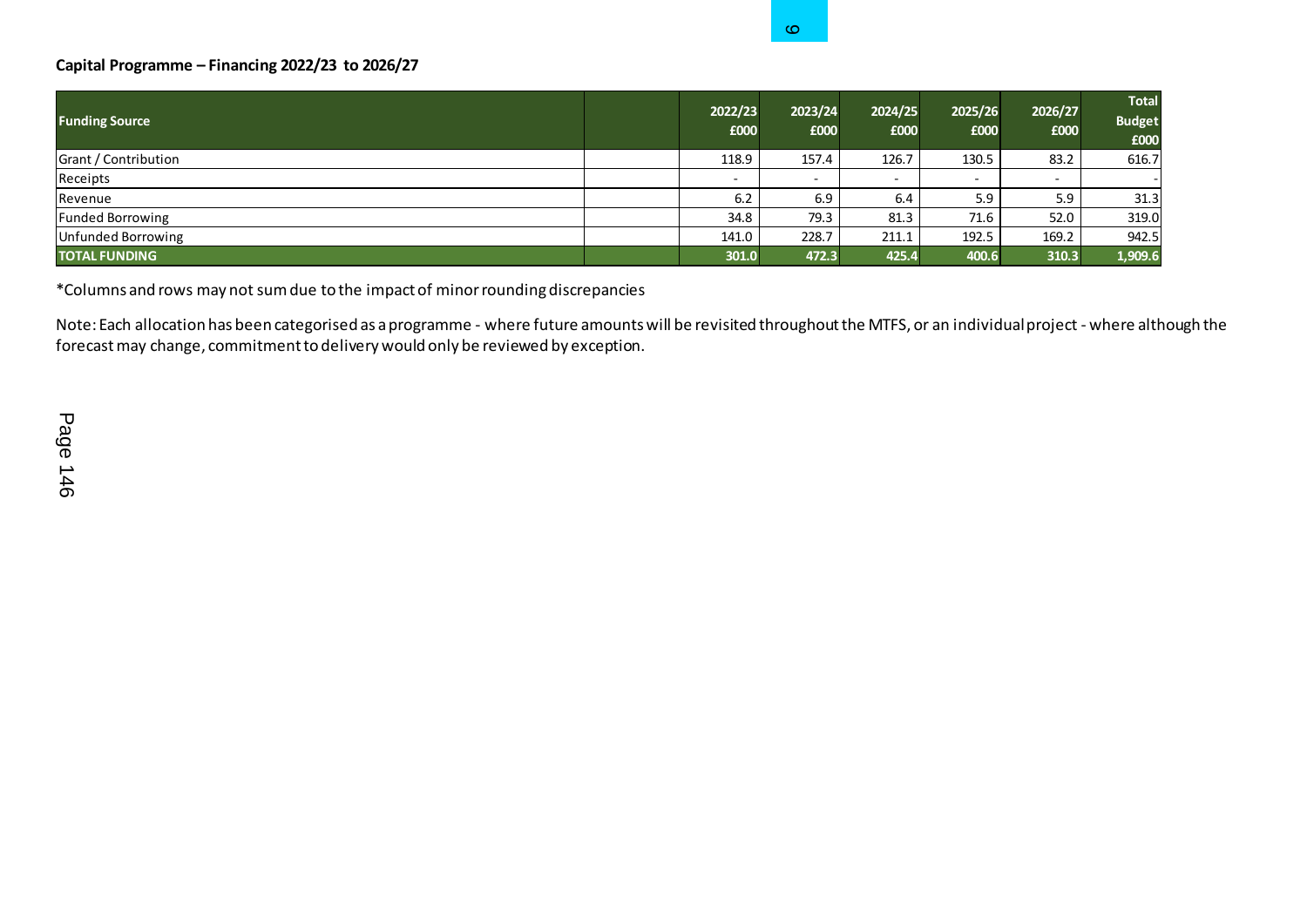**Capital Programme – Financing 2022/23 to 2026/27**

| Funding Source | | 2022/23 £000 | 2023/24 £000 | 2024/25 £000 | 2025/26 £000 | 2026/27 £000 | Total Budget £000 |
|---|---|---|---|---|---|---|---|
| Grant / Contribution | | 118.9 | 157.4 | 126.7 | 130.5 | 83.2 | 616.7 |
| Receipts | | - | - | - | - | - | - |
| Revenue | | 6.2 | 6.9 | 6.4 | 5.9 | 5.9 | 31.3 |
| Funded Borrowing | | 34.8 | 79.3 | 81.3 | 71.6 | 52.0 | 319.0 |
| Unfunded Borrowing | | 141.0 | 228.7 | 211.1 | 192.5 | 169.2 | 942.5 |
| **TOTAL FUNDING** | | **301.0** | **472.3** | **425.4** | **400.6** | **310.3** | **1,909.6** |

*Columns and rows may not sum due to the impact of minor rounding discrepancies

Note: Each allocation has been categorised as a programme - where future amounts will be revisited throughout the MTFS, or an individual project - where although the forecast may change, commitment to delivery would only be reviewed by exception.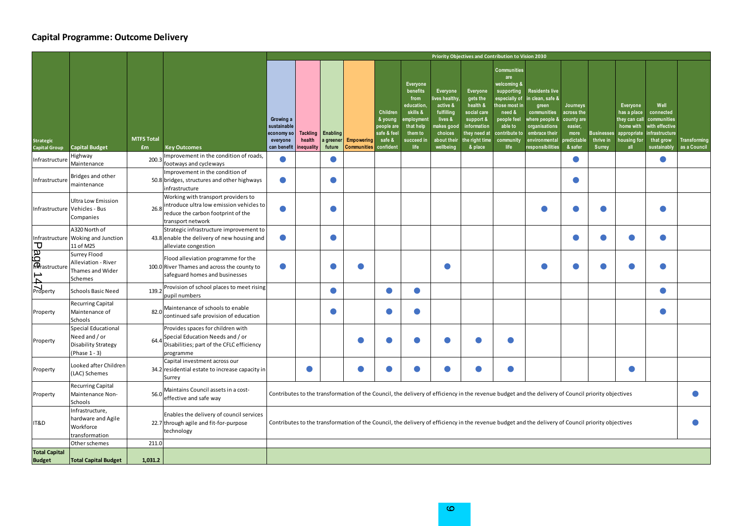## Capital Programme: Outcome Delivery

| Strategic Capital Group | Capital Budget | MTFS Total £m | Key Outcomes | Priority Objectives and Contribution to Vision 2030 | | | | | | | | | | | | | | |
|---|---|---|---|---|---|---|---|---|---|---|---|---|---|---|---|---|---|---|
| | | | | Growing a sustainable economy so everyone can benefit | Tackling health inequality | Enabling a greener future | Empowering Communities | Children & young people are safe & feel safe & confident | Everyone benefits from education, skills & employment that help them to succeed in life | Everyone lives healthy, active & fulfilling lives & makes good choices about their wellbeing | Everyone gets the health & social care support & information they need at the right time & place | Communities are welcoming & supporting especially of those most in need & people feel able to contribute to community life | Residents live in clean, safe & green communities where people & organisations embrace their environmental responsibilities | Journeys across the county are easier, more predictable & safer | Businesses thrive in Surrey | Everyone has a place they can call home with appropriate housing for all | Well connected communities with effective infrastructure that grow sustainably | Transforming as a Council |
| Infrastructure | Highway Maintenance | 200.3 | Improvement in the condition of roads, footways and cycleways | ● | | ● | | | | | | | | ● | | | ● | |
| Infrastructure | Bridges and other maintenance | 50.8 | Improvement in the condition of bridges, structures and other highways infrastructure | ● | | ● | | | | | | | | ● | | | | |
| Infrastructure | Ultra Low Emission Vehicles - Bus Companies | 26.8 | Working with transport providers to introduce ultra low emission vehicles to reduce the carbon footprint of the transport network | ● | | ● | | | | | | | ● | ● | ● | | ● | |
| Infrastructure | A320 North of Woking and Junction 11 of M25 | 43.8 | Strategic infrastructure improvement to enable the delivery of new housing and alleviate congestion | ● | | ● | | | | | | | | ● | ● | ● | ● | |
| Infrastructure | Surrey Flood Alleviation - River Thames and Wider Schemes | 100.0 | Flood alleviation programme for the River Thames and across the county to safeguard homes and businesses | ● | | ● | ● | | | ● | | | ● | ● | ● | ● | ● | |
| Property | Schools Basic Need | 139.2 | Provision of school places to meet rising pupil numbers | | | ● | | ● | ● | | | | | | | | ● | |
| Property | Recurring Capital Maintenance of Schools | 82.0 | Maintenance of schools to enable continued safe provision of education | | | ● | | ● | ● | | | | | | | | ● | |
| Property | Special Educational Need and / or Disability Strategy (Phase 1 - 3) | 64.4 | Provides spaces for children with Special Education Needs and / or Disabilities; part of the CFLC efficiency programme | | | | ● | ● | ● | ● | ● | ● | | | | | | |
| Property | Looked after Children (LAC) Schemes | 34.2 | Capital investment across our residential estate to increase capacity in Surrey | | ● | | ● | ● | ● | ● | ● | ● | | | | ● | | |
| Property | Recurring Capital Maintenance Non-Schools | 56.0 | Maintains Council assets in a cost-effective and safe way | Contributes to the transformation of the Council, the delivery of efficiency in the revenue budget and the delivery of Council priority objectives | | | | | | | | | | | | | | ● |
| IT&D | Infrastructure, hardware and Agile Workforce transformation | 22.7 | Enables the delivery of council services through agile and fit-for-purpose technology | Contributes to the transformation of the Council, the delivery of efficiency in the revenue budget and the delivery of Council priority objectives | | | | | | | | | | | | | | ● |
| | Other schemes | 211.0 | | | | | | | | | | | | | | | | |
| **Total Capital Budget** | **Total Capital Budget** | **1,031.2** | | | | | | | | | | | | | | | | |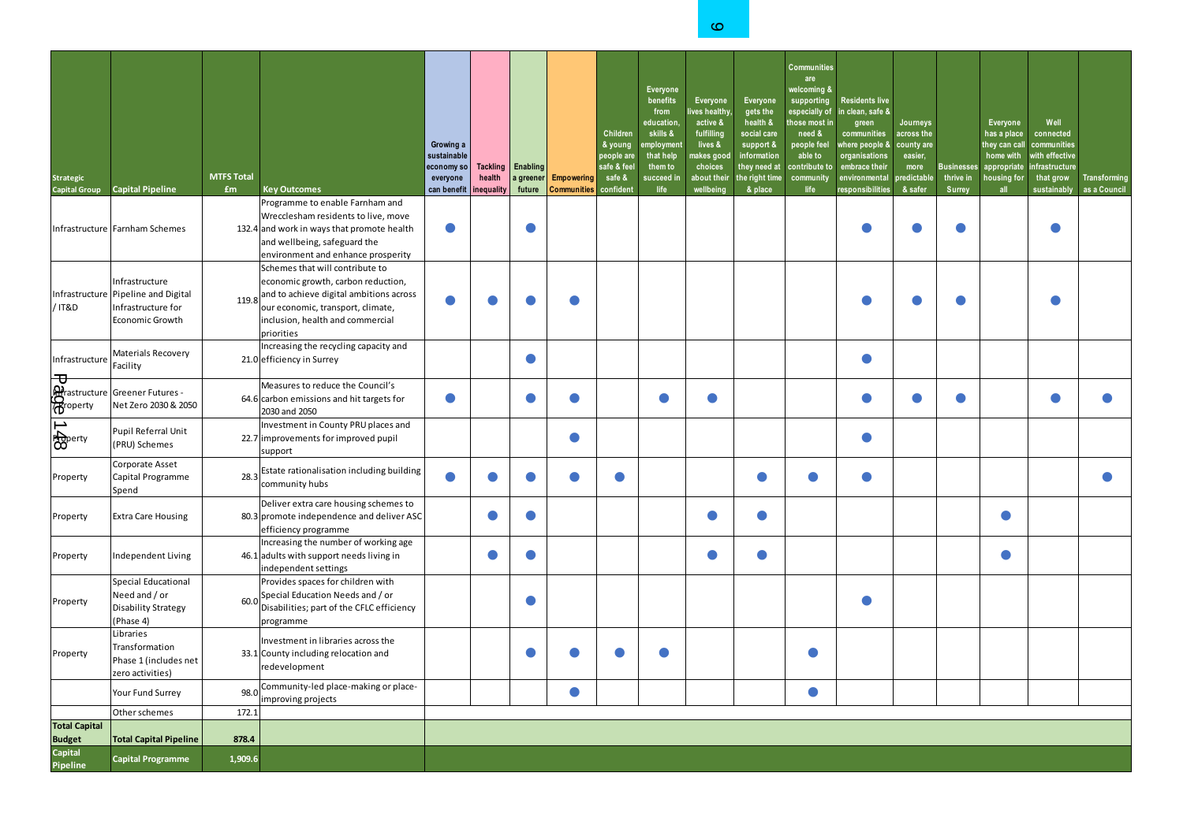| Strategic Capital Group | Capital Pipeline | MTFS Total £m | Key Outcomes | Growing a sustainable economy so everyone can benefit | Tackling health inequality | Enabling a greener future | Empowering Communities | Children & young people are safe & feel safe & confident | Everyone benefits from education, skills & employment that help them to succeed in life | Everyone lives healthy, active & fulfilling lives & makes good choices about their wellbeing | Everyone gets the health & social care support & information they need at the right time & place | Communities are welcoming & supporting especially of those most in need & people feel able to contribute to community life | Residents live in clean, safe & green communities where people & organisations embrace their environmental responsibilities | Journeys across the county are easier, more predictable & safer | Businesses thrive in Surrey | Everyone has a place they can call home with appropriate housing for all | Well connected communities with effective infrastructure that grow sustainably | Transforming as a Council |
|---|---|---|---|---|---|---|---|---|---|---|---|---|---|---|---|---|---|---|
| Infrastructure | Farnham Schemes | 132.4 | Programme to enable Farnham and Wrecclesham residents to live, move and work in ways that promote health and wellbeing, safeguard the environment and enhance prosperity | ● | | ● | | | | | | | ● | ● | ● | | ● | |
| Infrastructure / IT&D | Infrastructure Pipeline and Digital Infrastructure for Economic Growth | 119.8 | Schemes that will contribute to economic growth, carbon reduction, and to achieve digital ambitions across our economic, transport, climate, inclusion, health and commercial priorities | ● | ● | ● | ● | | | | | | ● | ● | ● | | ● | |
| Infrastructure | Materials Recovery Facility | 21.0 | Increasing the recycling capacity and efficiency in Surrey | | | ● | | | | | | | ● | | | | | |
| Infrastructure / Property | Greener Futures - Net Zero 2030 & 2050 | 64.6 | Measures to reduce the Council's carbon emissions and hit targets for 2030 and 2050 | ● | | ● | ● | | ● | ● | | | ● | ● | ● | | ● | ● |
| Property | Pupil Referral Unit (PRU) Schemes | 22.7 | Investment in County PRU places and improvements for improved pupil support | | | | ● | | | | | | ● | | | | | |
| Property | Corporate Asset Capital Programme Spend | 28.3 | Estate rationalisation including building community hubs | ● | ● | ● | ● | ● | | | ● | ● | ● | | | | | ● |
| Property | Extra Care Housing | 80.3 | Deliver extra care housing schemes to promote independence and deliver ASC efficiency programme | | ● | ● | | | | ● | ● | | | | | ● | | |
| Property | Independent Living | 46.1 | Increasing the number of working age adults with support needs living in independent settings | | ● | ● | | | | ● | ● | | | | | ● | | |
| Property | Special Educational Need and / or Disability Strategy (Phase 4) | 60.0 | Provides spaces for children with Special Education Needs and / or Disabilities; part of the CFLC efficiency programme | | | ● | | | | | | | ● | | | | | |
| Property | Libraries Transformation Phase 1 (includes net zero activities) | 33.1 | Investment in libraries across the County including relocation and redevelopment | | | ● | ● | ● | ● | | | ● | | | | | | |
| | Your Fund Surrey | 98.0 | Community-led place-making or place-improving projects | | | | ● | | | | | ● | | | | | | |
| | Other schemes | 172.1 | | | | | | | | | | | | | | | | |
| **Total Capital Budget** | **Total Capital Pipeline** | **878.4** | | | | | | | | | | | | | | | | |
| **Capital Pipeline** | **Capital Programme** | **1,909.6** | | | | | | | | | | | | | | | | |